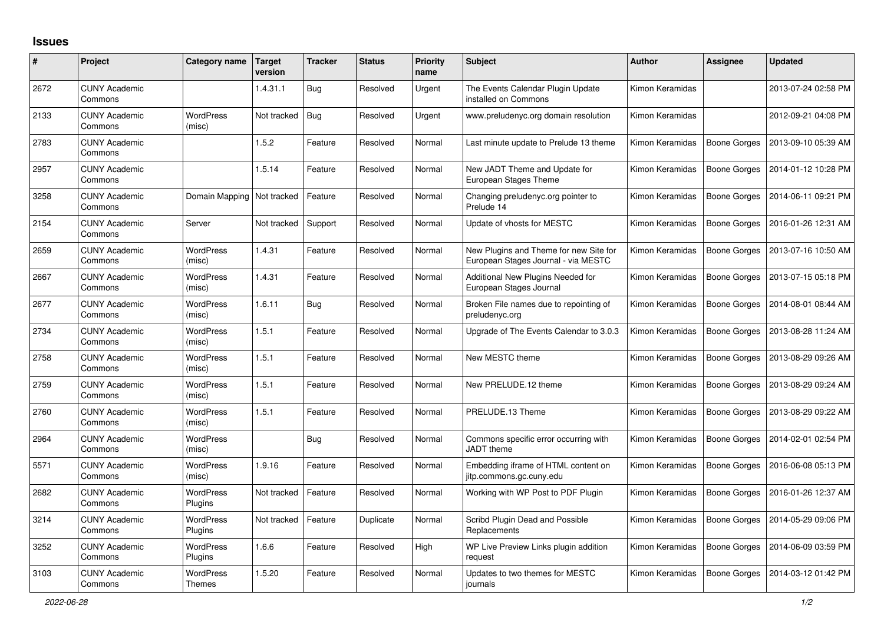# Issues

| # | Project | Category name | Target version | Tracker | Status | Priority name | Subject | Author | Assignee | Updated |
|---|---|---|---|---|---|---|---|---|---|---|
| 2672 | CUNY Academic Commons | | 1.4.31.1 | Bug | Resolved | Urgent | The Events Calendar Plugin Update installed on Commons | Kimon Keramidas | | 2013-07-24 02:58 PM |
| 2133 | CUNY Academic Commons | WordPress (misc) | Not tracked | Bug | Resolved | Urgent | www.preludenyc.org domain resolution | Kimon Keramidas | | 2012-09-21 04:08 PM |
| 2783 | CUNY Academic Commons | | 1.5.2 | Feature | Resolved | Normal | Last minute update to Prelude 13 theme | Kimon Keramidas | Boone Gorges | 2013-09-10 05:39 AM |
| 2957 | CUNY Academic Commons | | 1.5.14 | Feature | Resolved | Normal | New JADT Theme and Update for European Stages Theme | Kimon Keramidas | Boone Gorges | 2014-01-12 10:28 PM |
| 3258 | CUNY Academic Commons | Domain Mapping | Not tracked | Feature | Resolved | Normal | Changing preludenyc.org pointer to Prelude 14 | Kimon Keramidas | Boone Gorges | 2014-06-11 09:21 PM |
| 2154 | CUNY Academic Commons | Server | Not tracked | Support | Resolved | Normal | Update of vhosts for MESTC | Kimon Keramidas | Boone Gorges | 2016-01-26 12:31 AM |
| 2659 | CUNY Academic Commons | WordPress (misc) | 1.4.31 | Feature | Resolved | Normal | New Plugins and Theme for new Site for European Stages Journal - via MESTC | Kimon Keramidas | Boone Gorges | 2013-07-16 10:50 AM |
| 2667 | CUNY Academic Commons | WordPress (misc) | 1.4.31 | Feature | Resolved | Normal | Additional New Plugins Needed for European Stages Journal | Kimon Keramidas | Boone Gorges | 2013-07-15 05:18 PM |
| 2677 | CUNY Academic Commons | WordPress (misc) | 1.6.11 | Bug | Resolved | Normal | Broken File names due to repointing of preludenyc.org | Kimon Keramidas | Boone Gorges | 2014-08-01 08:44 AM |
| 2734 | CUNY Academic Commons | WordPress (misc) | 1.5.1 | Feature | Resolved | Normal | Upgrade of The Events Calendar to 3.0.3 | Kimon Keramidas | Boone Gorges | 2013-08-28 11:24 AM |
| 2758 | CUNY Academic Commons | WordPress (misc) | 1.5.1 | Feature | Resolved | Normal | New MESTC theme | Kimon Keramidas | Boone Gorges | 2013-08-29 09:26 AM |
| 2759 | CUNY Academic Commons | WordPress (misc) | 1.5.1 | Feature | Resolved | Normal | New PRELUDE.12 theme | Kimon Keramidas | Boone Gorges | 2013-08-29 09:24 AM |
| 2760 | CUNY Academic Commons | WordPress (misc) | 1.5.1 | Feature | Resolved | Normal | PRELUDE.13 Theme | Kimon Keramidas | Boone Gorges | 2013-08-29 09:22 AM |
| 2964 | CUNY Academic Commons | WordPress (misc) | | Bug | Resolved | Normal | Commons specific error occurring with JADT theme | Kimon Keramidas | Boone Gorges | 2014-02-01 02:54 PM |
| 5571 | CUNY Academic Commons | WordPress (misc) | 1.9.16 | Feature | Resolved | Normal | Embedding iframe of HTML content on jitp.commons.gc.cuny.edu | Kimon Keramidas | Boone Gorges | 2016-06-08 05:13 PM |
| 2682 | CUNY Academic Commons | WordPress Plugins | Not tracked | Feature | Resolved | Normal | Working with WP Post to PDF Plugin | Kimon Keramidas | Boone Gorges | 2016-01-26 12:37 AM |
| 3214 | CUNY Academic Commons | WordPress Plugins | Not tracked | Feature | Duplicate | Normal | Scribd Plugin Dead and Possible Replacements | Kimon Keramidas | Boone Gorges | 2014-05-29 09:06 PM |
| 3252 | CUNY Academic Commons | WordPress Plugins | 1.6.6 | Feature | Resolved | High | WP Live Preview Links plugin addition request | Kimon Keramidas | Boone Gorges | 2014-06-09 03:59 PM |
| 3103 | CUNY Academic Commons | WordPress Themes | 1.5.20 | Feature | Resolved | Normal | Updates to two themes for MESTC journals | Kimon Keramidas | Boone Gorges | 2014-03-12 01:42 PM |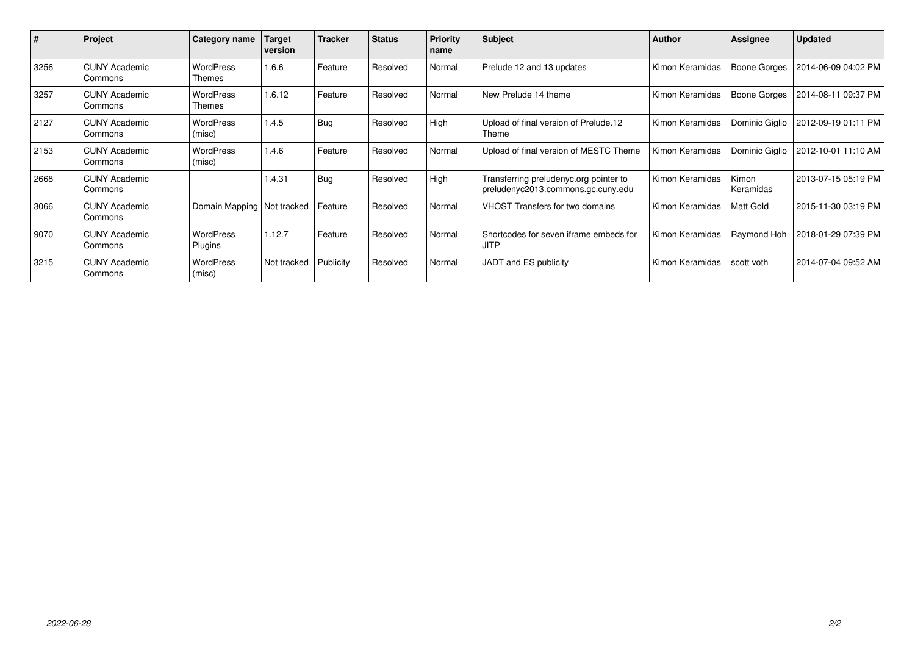| # | Project | Category name | Target version | Tracker | Status | Priority name | Subject | Author | Assignee | Updated |
|---|---|---|---|---|---|---|---|---|---|---|
| 3256 | CUNY Academic Commons | WordPress Themes | 1.6.6 | Feature | Resolved | Normal | Prelude 12 and 13 updates | Kimon Keramidas | Boone Gorges | 2014-06-09 04:02 PM |
| 3257 | CUNY Academic Commons | WordPress Themes | 1.6.12 | Feature | Resolved | Normal | New Prelude 14 theme | Kimon Keramidas | Boone Gorges | 2014-08-11 09:37 PM |
| 2127 | CUNY Academic Commons | WordPress (misc) | 1.4.5 | Bug | Resolved | High | Upload of final version of Prelude.12 Theme | Kimon Keramidas | Dominic Giglio | 2012-09-19 01:11 PM |
| 2153 | CUNY Academic Commons | WordPress (misc) | 1.4.6 | Feature | Resolved | Normal | Upload of final version of MESTC Theme | Kimon Keramidas | Dominic Giglio | 2012-10-01 11:10 AM |
| 2668 | CUNY Academic Commons | | 1.4.31 | Bug | Resolved | High | Transferring preludenyc.org pointer to preludenyc2013.commons.gc.cuny.edu | Kimon Keramidas | Kimon Keramidas | 2013-07-15 05:19 PM |
| 3066 | CUNY Academic Commons | Domain Mapping | Not tracked | Feature | Resolved | Normal | VHOST Transfers for two domains | Kimon Keramidas | Matt Gold | 2015-11-30 03:19 PM |
| 9070 | CUNY Academic Commons | WordPress Plugins | 1.12.7 | Feature | Resolved | Normal | Shortcodes for seven iframe embeds for JITP | Kimon Keramidas | Raymond Hoh | 2018-01-29 07:39 PM |
| 3215 | CUNY Academic Commons | WordPress (misc) | Not tracked | Publicity | Resolved | Normal | JADT and ES publicity | Kimon Keramidas | scott voth | 2014-07-04 09:52 AM |